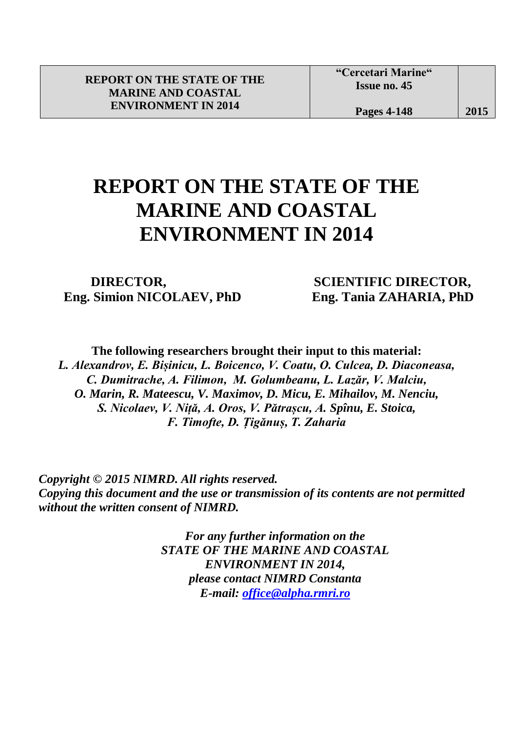# REPORT ON THE STATE OF THE MARINE AND COASTAL ENVIRONMENT IN 2014

**DIRECTOR,**
**Eng. Simion NICOLAEV, PhD**

**SCIENTIFIC DIRECTOR,**
**Eng. Tania ZAHARIA, PhD**

**The following researchers brought their input to this material:**
***L. Alexandrov, E. Bișinicu, L. Boicenco, V. Coatu, O. Culcea, D. Diaconeasa, C. Dumitrache, A. Filimon, M. Golumbeanu, L. Lazăr, V. Malciu, O. Marin, R. Mateescu, V. Maximov, D. Micu, E. Mihailov, M. Nenciu, S. Nicolaev, V. Niță, A. Oros, V. Pătrașcu, A. Spînu, E. Stoica, F. Timofte, D. Țigănuș, T. Zaharia***

***Copyright © 2015 NIMRD. All rights reserved.***
***Copying this document and the use or transmission of its contents are not permitted without the written consent of NIMRD.***

*For any further information on the*
*STATE OF THE MARINE AND COASTAL ENVIRONMENT IN 2014,*
*please contact NIMRD Constanta*
*E-mail: office@alpha.rmri.ro*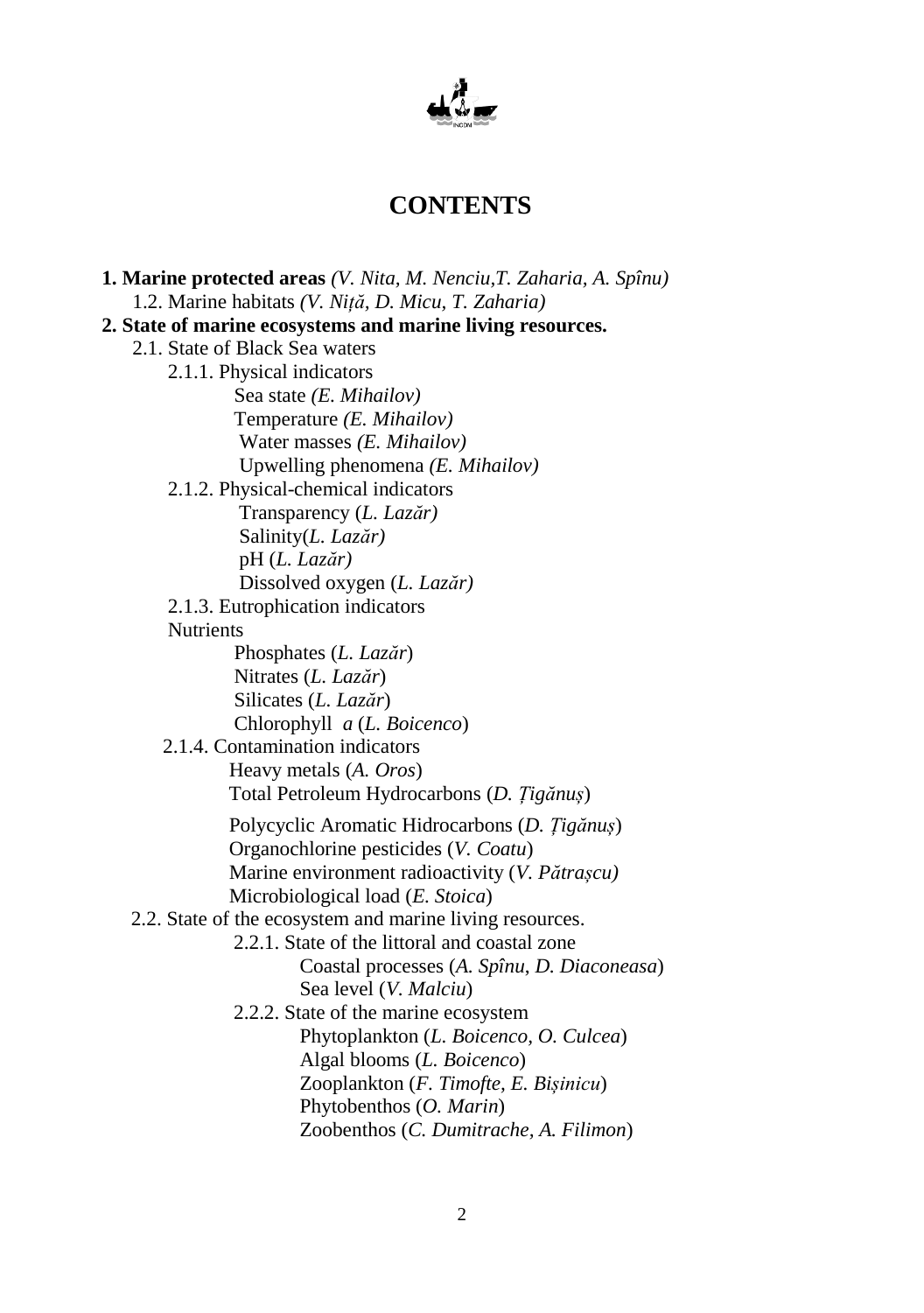# CONTENTS

**1. Marine protected areas** *(V. Nita, M. Nenciu,T. Zaharia, A. Spînu)*

- 1.2. Marine habitats *(V. Niță, D. Micu, T. Zaharia)*

**2. State of marine ecosystems and marine living resources.**

- 2.1. State of Black Sea waters
  - 2.1.1. Physical indicators
    - Sea state *(E. Mihailov)*
    - Temperature *(E. Mihailov)*
    - Water masses *(E. Mihailov)*
    - Upwelling phenomena *(E. Mihailov)*
  - 2.1.2. Physical-chemical indicators
    - Transparency (*L. Lazăr)*
    - Salinity(*L. Lazăr)*
    - pH (*L. Lazăr)*
    - Dissolved oxygen (*L. Lazăr)*
  - 2.1.3. Eutrophication indicators
  - Nutrients
    - Phosphates (*L. Lazăr*)
    - Nitrates (*L. Lazăr*)
    - Silicates (*L. Lazăr*)
    - Chlorophyll *a* (*L. Boicenco*)
  - 2.1.4. Contamination indicators
    - Heavy metals (*A. Oros*)
    - Total Petroleum Hydrocarbons (*D. Țigănuș*)
    - Polycyclic Aromatic Hidrocarbons (*D. Țigănuș*)
    - Organochlorine pesticides (*V. Coatu*)
    - Marine environment radioactivity (*V. Pătrașcu)*
    - Microbiological load (*E. Stoica*)
- 2.2. State of the ecosystem and marine living resources.
  - 2.2.1. State of the littoral and coastal zone
    - Coastal processes (*A. Spînu, D. Diaconeasa*)
    - Sea level (*V. Malciu*)
  - 2.2.2. State of the marine ecosystem
    - Phytoplankton (*L. Boicenco, O. Culcea*)
    - Algal blooms (*L. Boicenco*)
    - Zooplankton (*F. Timofte, E. Bișinicu*)
    - Phytobenthos (*O. Marin*)
    - Zoobenthos (*C. Dumitrache, A. Filimon*)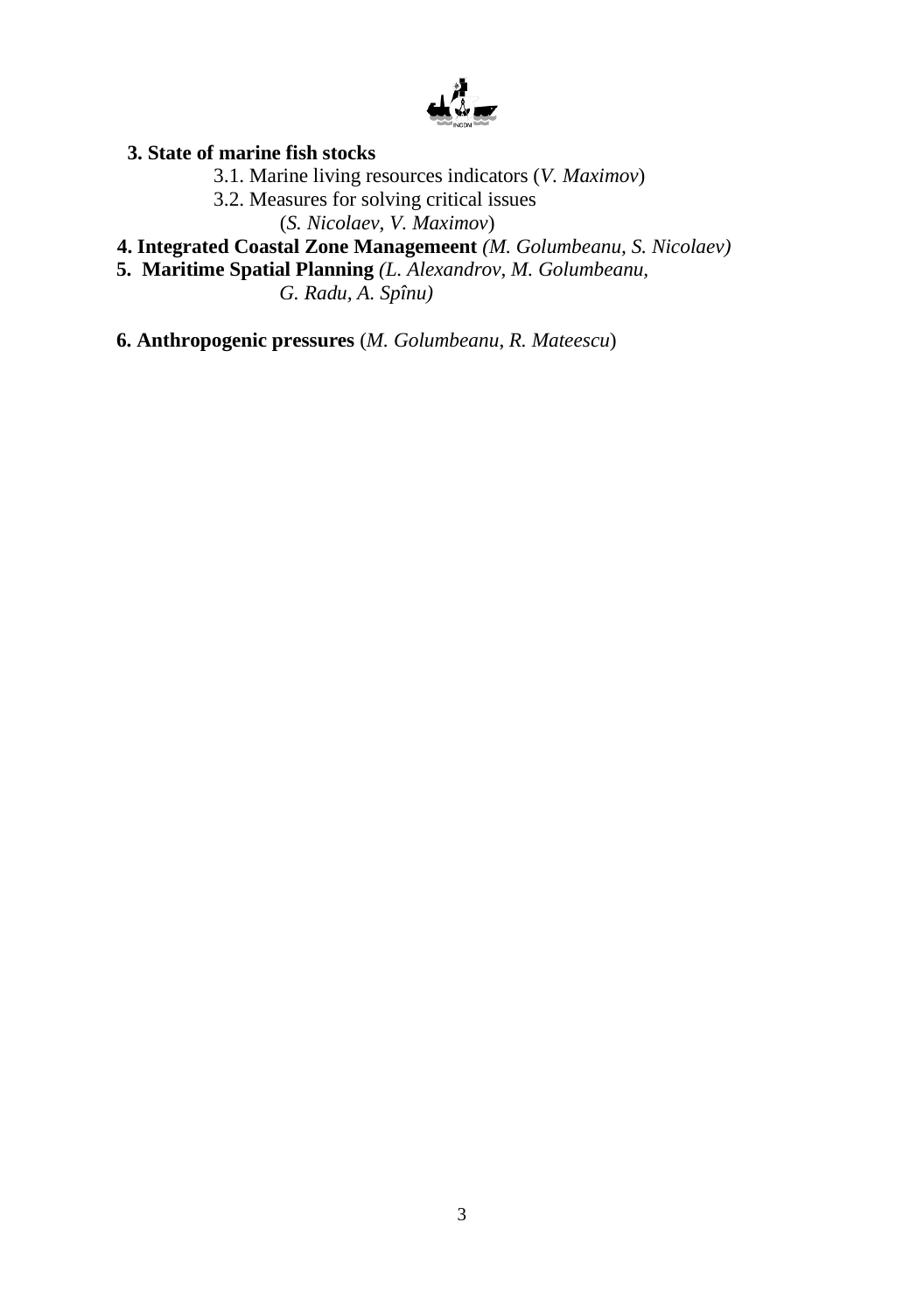**3. State of marine fish stocks**

- 3.1. Marine living resources indicators (*V. Maximov*)
- 3.2. Measures for solving critical issues (*S. Nicolaev*, *V. Maximov*)

**4. Integrated Coastal Zone Managemeent** *(M. Golumbeanu, S. Nicolaev)*

**5. Maritime Spatial Planning** *(L. Alexandrov, M. Golumbeanu, G. Radu, A. Spînu)*

**6. Anthropogenic pressures** (*M. Golumbeanu*, *R. Mateescu*)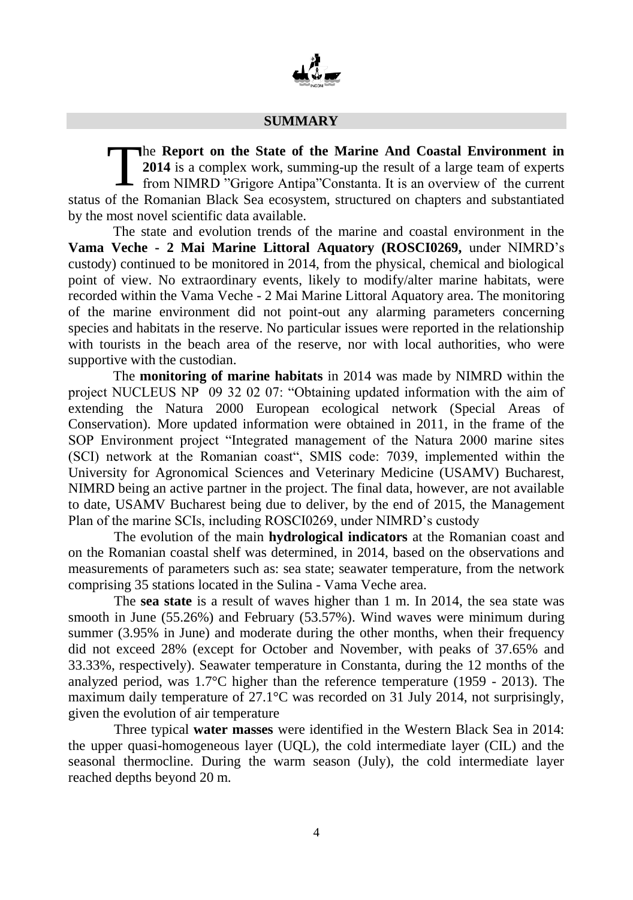## SUMMARY

The **Report on the State of the Marine And Coastal Environment in 2014** is a complex work, summing-up the result of a large team of experts from NIMRD "Grigore Antipa"Constanta. It is an overview of the current status of the Romanian Black Sea ecosystem, structured on chapters and substantiated by the most novel scientific data available.

The state and evolution trends of the marine and coastal environment in the **Vama Veche - 2 Mai Marine Littoral Aquatory (ROSCI0269,** under NIMRD's custody) continued to be monitored in 2014, from the physical, chemical and biological point of view. No extraordinary events, likely to modify/alter marine habitats, were recorded within the Vama Veche - 2 Mai Marine Littoral Aquatory area. The monitoring of the marine environment did not point-out any alarming parameters concerning species and habitats in the reserve. No particular issues were reported in the relationship with tourists in the beach area of the reserve, nor with local authorities, who were supportive with the custodian.

The **monitoring of marine habitats** in 2014 was made by NIMRD within the project NUCLEUS NP 09 32 02 07: "Obtaining updated information with the aim of extending the Natura 2000 European ecological network (Special Areas of Conservation). More updated information were obtained in 2011, in the frame of the SOP Environment project "Integrated management of the Natura 2000 marine sites (SCI) network at the Romanian coast", SMIS code: 7039, implemented within the University for Agronomical Sciences and Veterinary Medicine (USAMV) Bucharest, NIMRD being an active partner in the project. The final data, however, are not available to date, USAMV Bucharest being due to deliver, by the end of 2015, the Management Plan of the marine SCIs, including ROSCI0269, under NIMRD's custody

The evolution of the main **hydrological indicators** at the Romanian coast and on the Romanian coastal shelf was determined, in 2014, based on the observations and measurements of parameters such as: sea state; seawater temperature, from the network comprising 35 stations located in the Sulina - Vama Veche area.

The **sea state** is a result of waves higher than 1 m. In 2014, the sea state was smooth in June (55.26%) and February (53.57%). Wind waves were minimum during summer (3.95% in June) and moderate during the other months, when their frequency did not exceed 28% (except for October and November, with peaks of 37.65% and 33.33%, respectively). Seawater temperature in Constanta, during the 12 months of the analyzed period, was 1.7°C higher than the reference temperature (1959 - 2013). The maximum daily temperature of 27.1°C was recorded on 31 July 2014, not surprisingly, given the evolution of air temperature

Three typical **water masses** were identified in the Western Black Sea in 2014: the upper quasi-homogeneous layer (UQL), the cold intermediate layer (CIL) and the seasonal thermocline. During the warm season (July), the cold intermediate layer reached depths beyond 20 m.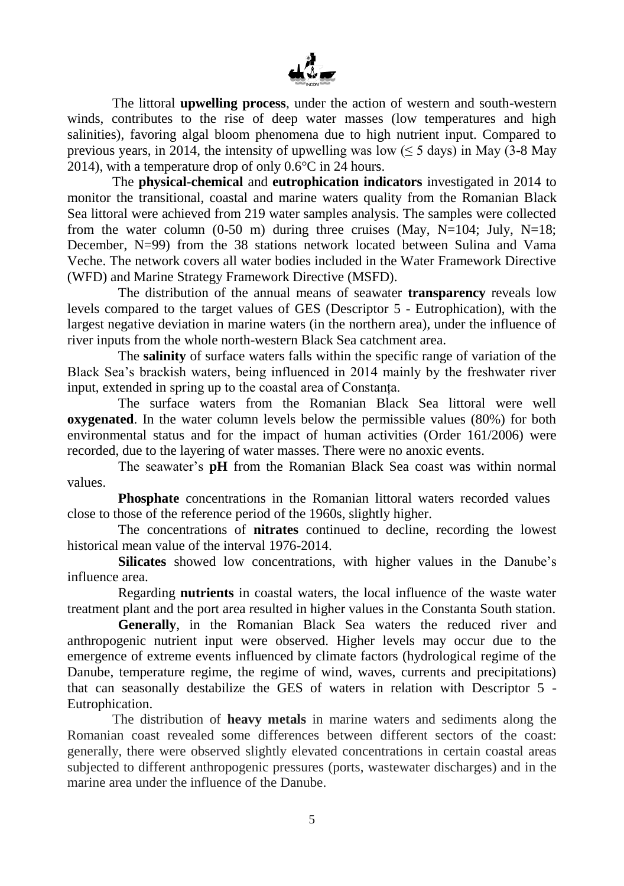The littoral **upwelling process**, under the action of western and south-western winds, contributes to the rise of deep water masses (low temperatures and high salinities), favoring algal bloom phenomena due to high nutrient input. Compared to previous years, in 2014, the intensity of upwelling was low ($\leq$ 5 days) in May (3-8 May 2014), with a temperature drop of only 0.6°C in 24 hours.

The **physical-chemical** and **eutrophication indicators** investigated in 2014 to monitor the transitional, coastal and marine waters quality from the Romanian Black Sea littoral were achieved from 219 water samples analysis. The samples were collected from the water column (0-50 m) during three cruises (May, N=104; July, N=18; December, N=99) from the 38 stations network located between Sulina and Vama Veche. The network covers all water bodies included in the Water Framework Directive (WFD) and Marine Strategy Framework Directive (MSFD).

The distribution of the annual means of seawater **transparency** reveals low levels compared to the target values of GES (Descriptor 5 - Eutrophication), with the largest negative deviation in marine waters (in the northern area), under the influence of river inputs from the whole north-western Black Sea catchment area.

The **salinity** of surface waters falls within the specific range of variation of the Black Sea's brackish waters, being influenced in 2014 mainly by the freshwater river input, extended in spring up to the coastal area of Constanța.

The surface waters from the Romanian Black Sea littoral were well **oxygenated**. In the water column levels below the permissible values (80%) for both environmental status and for the impact of human activities (Order 161/2006) were recorded, due to the layering of water masses. There were no anoxic events.

The seawater's **pH** from the Romanian Black Sea coast was within normal values.

**Phosphate** concentrations in the Romanian littoral waters recorded values close to those of the reference period of the 1960s, slightly higher.

The concentrations of **nitrates** continued to decline, recording the lowest historical mean value of the interval 1976-2014.

**Silicates** showed low concentrations, with higher values in the Danube's influence area.

Regarding **nutrients** in coastal waters, the local influence of the waste water treatment plant and the port area resulted in higher values in the Constanta South station.

**Generally**, in the Romanian Black Sea waters the reduced river and anthropogenic nutrient input were observed. Higher levels may occur due to the emergence of extreme events influenced by climate factors (hydrological regime of the Danube, temperature regime, the regime of wind, waves, currents and precipitations) that can seasonally destabilize the GES of waters in relation with Descriptor 5 - Eutrophication.

The distribution of **heavy metals** in marine waters and sediments along the Romanian coast revealed some differences between different sectors of the coast: generally, there were observed slightly elevated concentrations in certain coastal areas subjected to different anthropogenic pressures (ports, wastewater discharges) and in the marine area under the influence of the Danube.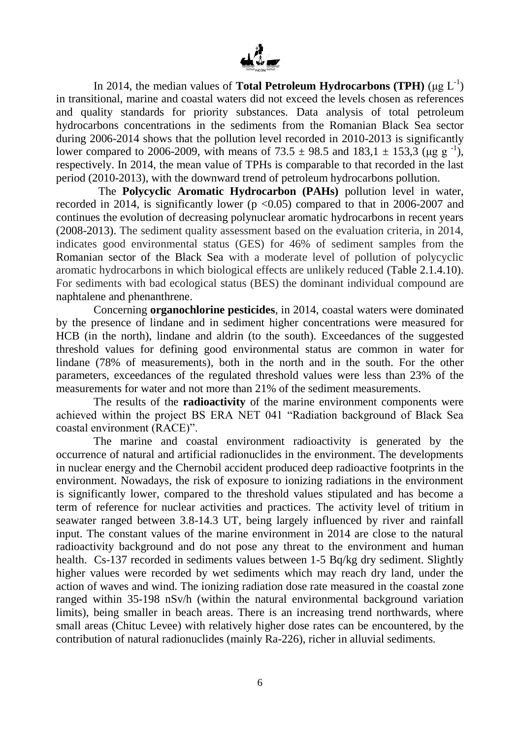In 2014, the median values of **Total Petroleum Hydrocarbons (TPH)** (μg $L^{-1}$) in transitional, marine and coastal waters did not exceed the levels chosen as references and quality standards for priority substances. Data analysis of total petroleum hydrocarbons concentrations in the sediments from the Romanian Black Sea sector during 2006-2014 shows that the pollution level recorded in 2010-2013 is significantly lower compared to 2006-2009, with means of $73.5 \pm 98.5$ and $183,1 \pm 153,3$ (μg $g^{-1}$), respectively. In 2014, the mean value of TPHs is comparable to that recorded in the last period (2010-2013), with the downward trend of petroleum hydrocarbons pollution.

The **Polycyclic Aromatic Hydrocarbon (PAHs)** pollution level in water, recorded in 2014, is significantly lower ($p < 0.05$) compared to that in 2006-2007 and continues the evolution of decreasing polynuclear aromatic hydrocarbons in recent years (2008-2013). The sediment quality assessment based on the evaluation criteria, in 2014, indicates good environmental status (GES) for 46% of sediment samples from the Romanian sector of the Black Sea with a moderate level of pollution of polycyclic aromatic hydrocarbons in which biological effects are unlikely reduced (Table 2.1.4.10). For sediments with bad ecological status (BES) the dominant individual compound are naphtalene and phenanthrene.

Concerning **organochlorine pesticides**, in 2014, coastal waters were dominated by the presence of lindane and in sediment higher concentrations were measured for HCB (in the north), lindane and aldrin (to the south). Exceedances of the suggested threshold values for defining good environmental status are common in water for lindane (78% of measurements), both in the north and in the south. For the other parameters, exceedances of the regulated threshold values were less than 23% of the measurements for water and not more than 21% of the sediment measurements.

The results of the **radioactivity** of the marine environment components were achieved within the project BS ERA NET 041 "Radiation background of Black Sea coastal environment (RACE)".

The marine and coastal environment radioactivity is generated by the occurrence of natural and artificial radionuclides in the environment. The developments in nuclear energy and the Chernobil accident produced deep radioactive footprints in the environment. Nowadays, the risk of exposure to ionizing radiations in the environment is significantly lower, compared to the threshold values stipulated and has become a term of reference for nuclear activities and practices. The activity level of tritium in seawater ranged between 3.8-14.3 UT, being largely influenced by river and rainfall input. The constant values of the marine environment in 2014 are close to the natural radioactivity background and do not pose any threat to the environment and human health. Cs-137 recorded in sediments values between 1-5 Bq/kg dry sediment. Slightly higher values were recorded by wet sediments which may reach dry land, under the action of waves and wind. The ionizing radiation dose rate measured in the coastal zone ranged within 35-198 nSv/h (within the natural environmental background variation limits), being smaller in beach areas. There is an increasing trend northwards, where small areas (Chituc Levee) with relatively higher dose rates can be encountered, by the contribution of natural radionuclides (mainly Ra-226), richer in alluvial sediments.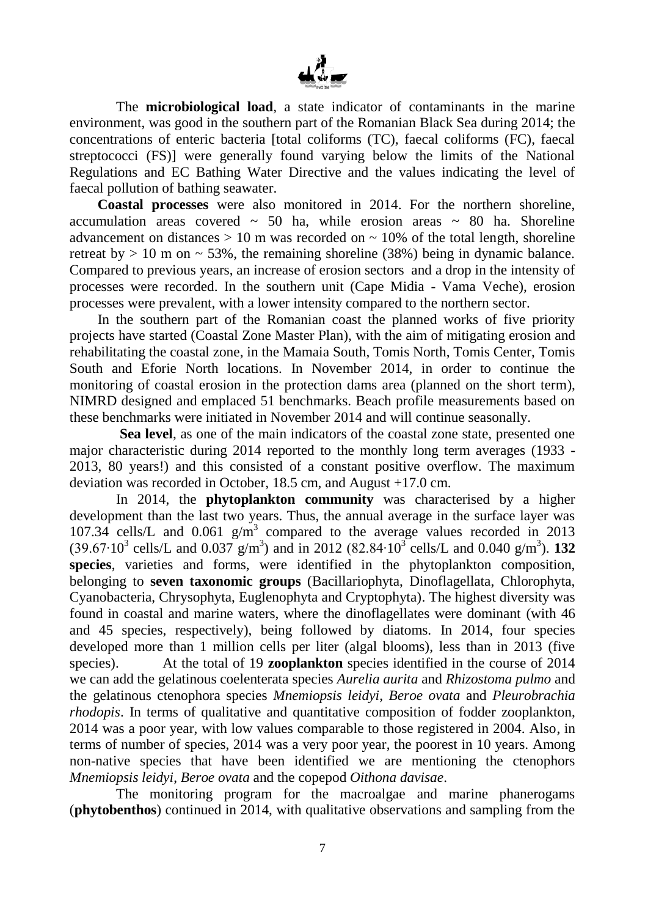The **microbiological load**, a state indicator of contaminants in the marine environment, was good in the southern part of the Romanian Black Sea during 2014; the concentrations of enteric bacteria [total coliforms (TC), faecal coliforms (FC), faecal streptococci (FS)] were generally found varying below the limits of the National Regulations and EC Bathing Water Directive and the values indicating the level of faecal pollution of bathing seawater.

**Coastal processes** were also monitored in 2014. For the northern shoreline, accumulation areas covered ~ 50 ha, while erosion areas ~ 80 ha. Shoreline advancement on distances > 10 m was recorded on ~ 10% of the total length, shoreline retreat by > 10 m on ~ 53%, the remaining shoreline (38%) being in dynamic balance. Compared to previous years, an increase of erosion sectors and a drop in the intensity of processes were recorded. In the southern unit (Cape Midia - Vama Veche), erosion processes were prevalent, with a lower intensity compared to the northern sector.

In the southern part of the Romanian coast the planned works of five priority projects have started (Coastal Zone Master Plan), with the aim of mitigating erosion and rehabilitating the coastal zone, in the Mamaia South, Tomis North, Tomis Center, Tomis South and Eforie North locations. In November 2014, in order to continue the monitoring of coastal erosion in the protection dams area (planned on the short term), NIMRD designed and emplaced 51 benchmarks. Beach profile measurements based on these benchmarks were initiated in November 2014 and will continue seasonally.

**Sea level**, as one of the main indicators of the coastal zone state, presented one major characteristic during 2014 reported to the monthly long term averages (1933 - 2013, 80 years!) and this consisted of a constant positive overflow. The maximum deviation was recorded in October, 18.5 cm, and August +17.0 cm.

In 2014, the **phytoplankton community** was characterised by a higher development than the last two years. Thus, the annual average in the surface layer was 107.34 cells/L and 0.061 g/m$^3$ compared to the average values recorded in 2013 (39.67·10$^3$ cells/L and 0.037 g/m$^3$) and in 2012 (82.84·10$^3$ cells/L and 0.040 g/m$^3$). **132 species**, varieties and forms, were identified in the phytoplankton composition, belonging to **seven taxonomic groups** (Bacillariophyta, Dinoflagellata, Chlorophyta, Cyanobacteria, Chrysophyta, Euglenophyta and Cryptophyta). The highest diversity was found in coastal and marine waters, where the dinoflagellates were dominant (with 46 and 45 species, respectively), being followed by diatoms. In 2014, four species developed more than 1 million cells per liter (algal blooms), less than in 2013 (five species). At the total of 19 **zooplankton** species identified in the course of 2014 we can add the gelatinous coelenterata species *Aurelia aurita* and *Rhizostoma pulmo* and the gelatinous ctenophora species *Mnemiopsis leidyi*, *Beroe ovata* and *Pleurobrachia rhodopis*. In terms of qualitative and quantitative composition of fodder zooplankton, 2014 was a poor year, with low values comparable to those registered in 2004. Also, in terms of number of species, 2014 was a very poor year, the poorest in 10 years. Among non-native species that have been identified we are mentioning the ctenophors *Mnemiopsis leidyi*, *Beroe ovata* and the copepod *Oithona davisae*.

The monitoring program for the macroalgae and marine phanerogams (**phytobenthos**) continued in 2014, with qualitative observations and sampling from the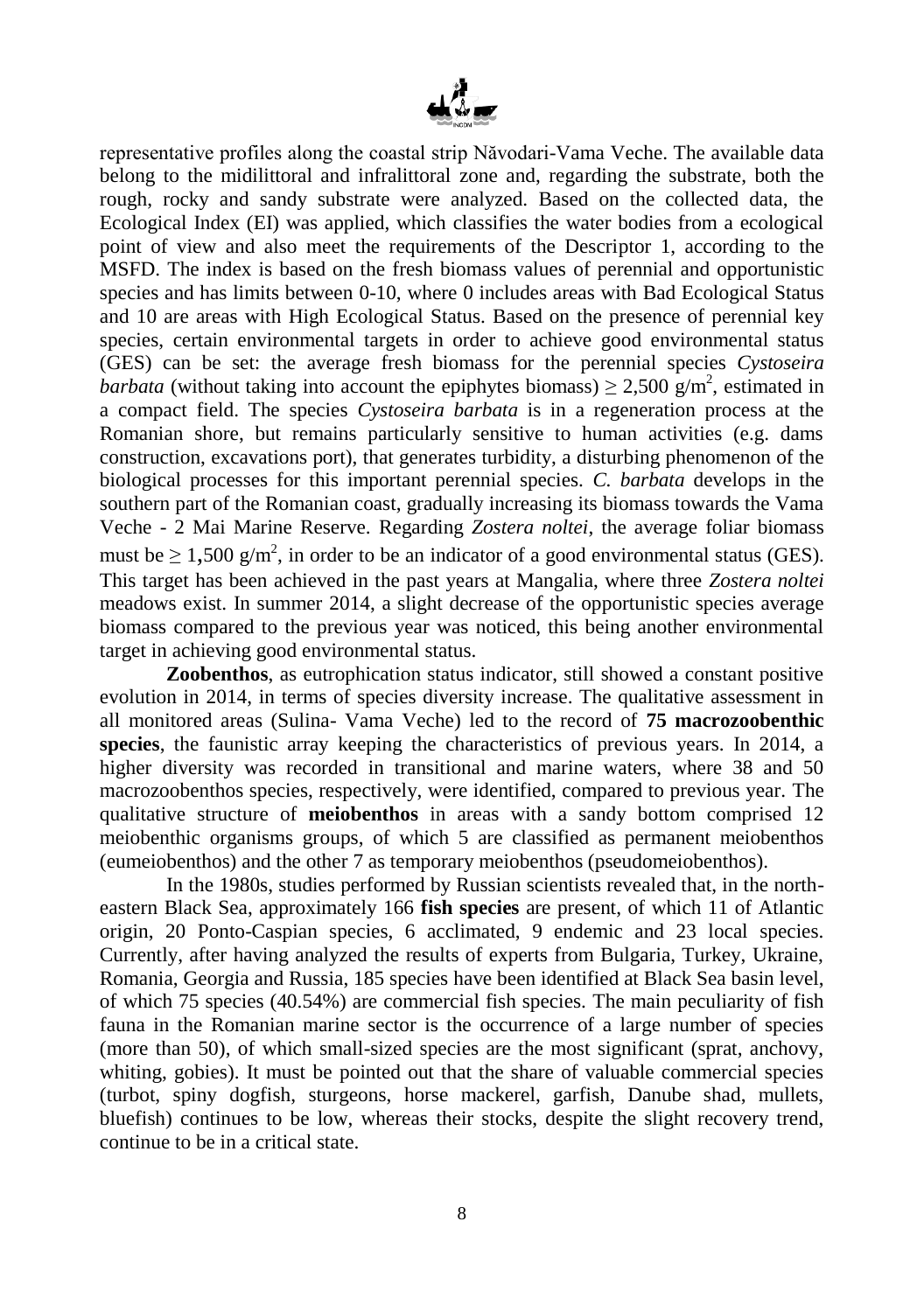representative profiles along the coastal strip Năvodari-Vama Veche. The available data belong to the midilittoral and infralittoral zone and, regarding the substrate, both the rough, rocky and sandy substrate were analyzed. Based on the collected data, the Ecological Index (EI) was applied, which classifies the water bodies from a ecological point of view and also meet the requirements of the Descriptor 1, according to the MSFD. The index is based on the fresh biomass values of perennial and opportunistic species and has limits between 0-10, where 0 includes areas with Bad Ecological Status and 10 are areas with High Ecological Status. Based on the presence of perennial key species, certain environmental targets in order to achieve good environmental status (GES) can be set: the average fresh biomass for the perennial species *Cystoseira barbata* (without taking into account the epiphytes biomass) ≥ 2,500 g/m$^2$, estimated in a compact field. The species *Cystoseira barbata* is in a regeneration process at the Romanian shore, but remains particularly sensitive to human activities (e.g. dams construction, excavations port), that generates turbidity, a disturbing phenomenon of the biological processes for this important perennial species. *C. barbata* develops in the southern part of the Romanian coast, gradually increasing its biomass towards the Vama Veche - 2 Mai Marine Reserve. Regarding *Zostera noltei*, the average foliar biomass must be ≥ 1,500 g/m$^2$, in order to be an indicator of a good environmental status (GES). This target has been achieved in the past years at Mangalia, where three *Zostera noltei* meadows exist. In summer 2014, a slight decrease of the opportunistic species average biomass compared to the previous year was noticed, this being another environmental target in achieving good environmental status.

**Zoobenthos**, as eutrophication status indicator, still showed a constant positive evolution in 2014, in terms of species diversity increase. The qualitative assessment in all monitored areas (Sulina- Vama Veche) led to the record of **75 macrozoobenthic species**, the faunistic array keeping the characteristics of previous years. In 2014, a higher diversity was recorded in transitional and marine waters, where 38 and 50 macrozoobenthos species, respectively, were identified, compared to previous year. The qualitative structure of **meiobenthos** in areas with a sandy bottom comprised 12 meiobenthic organisms groups, of which 5 are classified as permanent meiobenthos (eumeiobenthos) and the other 7 as temporary meiobenthos (pseudomeiobenthos).

In the 1980s, studies performed by Russian scientists revealed that, in the north-eastern Black Sea, approximately 166 **fish species** are present, of which 11 of Atlantic origin, 20 Ponto-Caspian species, 6 acclimated, 9 endemic and 23 local species. Currently, after having analyzed the results of experts from Bulgaria, Turkey, Ukraine, Romania, Georgia and Russia, 185 species have been identified at Black Sea basin level, of which 75 species (40.54%) are commercial fish species. The main peculiarity of fish fauna in the Romanian marine sector is the occurrence of a large number of species (more than 50), of which small-sized species are the most significant (sprat, anchovy, whiting, gobies). It must be pointed out that the share of valuable commercial species (turbot, spiny dogfish, sturgeons, horse mackerel, garfish, Danube shad, mullets, bluefish) continues to be low, whereas their stocks, despite the slight recovery trend, continue to be in a critical state.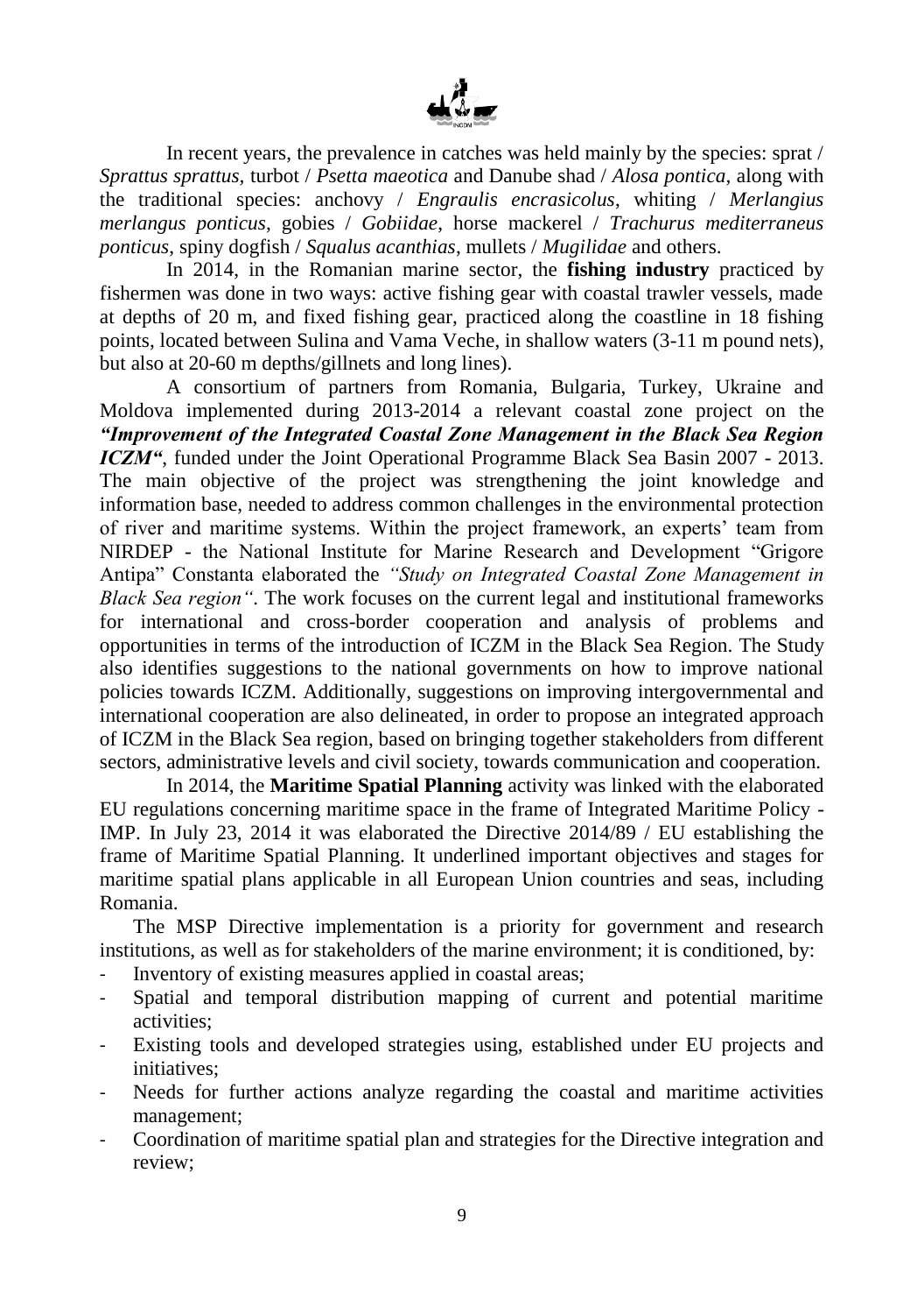In recent years, the prevalence in catches was held mainly by the species: sprat / *Sprattus sprattus*, turbot / *Psetta maeotica* and Danube shad / *Alosa pontica*, along with the traditional species: anchovy / *Engraulis encrasicolus*, whiting / *Merlangius merlangus ponticus*, gobies / *Gobiidae*, horse mackerel / *Trachurus mediterraneus ponticus*, spiny dogfish / *Squalus acanthias*, mullets / *Mugilidae* and others.

In 2014, in the Romanian marine sector, the **fishing industry** practiced by fishermen was done in two ways: active fishing gear with coastal trawler vessels, made at depths of 20 m, and fixed fishing gear, practiced along the coastline in 18 fishing points, located between Sulina and Vama Veche, in shallow waters (3-11 m pound nets), but also at 20-60 m depths/gillnets and long lines).

A consortium of partners from Romania, Bulgaria, Turkey, Ukraine and Moldova implemented during 2013-2014 a relevant coastal zone project on the ***"Improvement of the Integrated Coastal Zone Management in the Black Sea Region ICZM"***, funded under the Joint Operational Programme Black Sea Basin 2007 - 2013. The main objective of the project was strengthening the joint knowledge and information base, needed to address common challenges in the environmental protection of river and maritime systems. Within the project framework, an experts' team from NIRDEP - the National Institute for Marine Research and Development "Grigore Antipa" Constanta elaborated the *"Study on Integrated Coastal Zone Management in Black Sea region"*. The work focuses on the current legal and institutional frameworks for international and cross-border cooperation and analysis of problems and opportunities in terms of the introduction of ICZM in the Black Sea Region. The Study also identifies suggestions to the national governments on how to improve national policies towards ICZM. Additionally, suggestions on improving intergovernmental and international cooperation are also delineated, in order to propose an integrated approach of ICZM in the Black Sea region, based on bringing together stakeholders from different sectors, administrative levels and civil society, towards communication and cooperation.

In 2014, the **Maritime Spatial Planning** activity was linked with the elaborated EU regulations concerning maritime space in the frame of Integrated Maritime Policy - IMP. In July 23, 2014 it was elaborated the Directive 2014/89 / EU establishing the frame of Maritime Spatial Planning. It underlined important objectives and stages for maritime spatial plans applicable in all European Union countries and seas, including Romania.

The MSP Directive implementation is a priority for government and research institutions, as well as for stakeholders of the marine environment; it is conditioned, by:

- Inventory of existing measures applied in coastal areas;
- Spatial and temporal distribution mapping of current and potential maritime activities;
- Existing tools and developed strategies using, established under EU projects and initiatives;
- Needs for further actions analyze regarding the coastal and maritime activities management;
- Coordination of maritime spatial plan and strategies for the Directive integration and review;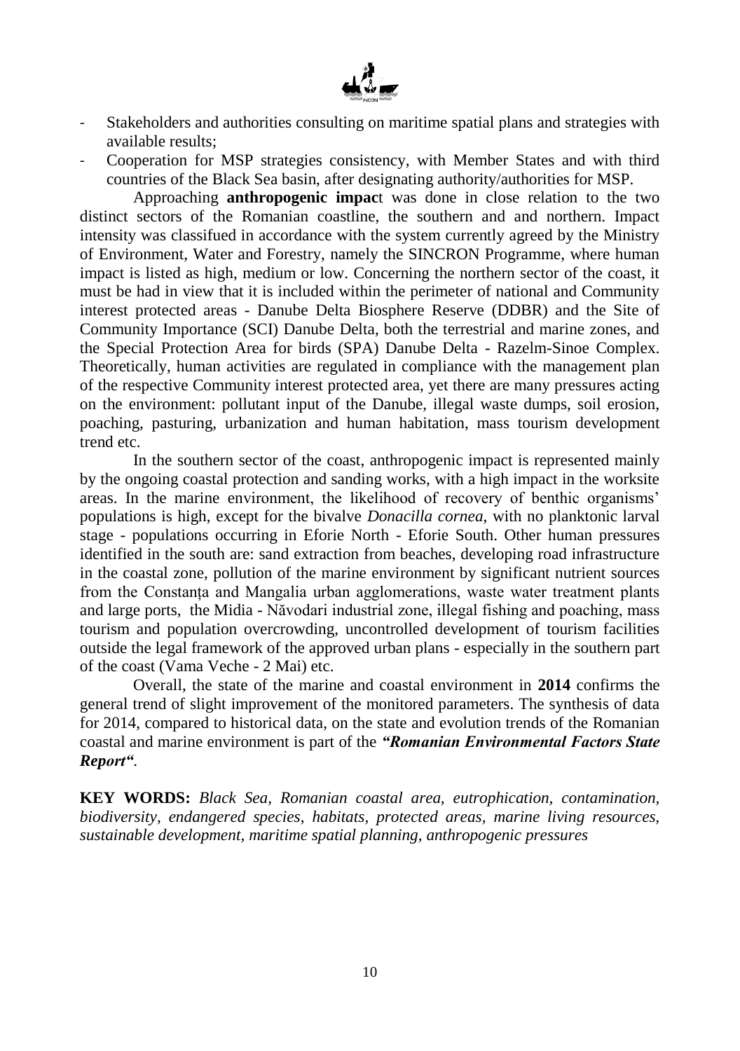- Stakeholders and authorities consulting on maritime spatial plans and strategies with available results;
- Cooperation for MSP strategies consistency, with Member States and with third countries of the Black Sea basin, after designating authority/authorities for MSP.

Approaching **anthropogenic impac**t was done in close relation to the two distinct sectors of the Romanian coastline, the southern and and northern. Impact intensity was classifued in accordance with the system currently agreed by the Ministry of Environment, Water and Forestry, namely the SINCRON Programme, where human impact is listed as high, medium or low. Concerning the northern sector of the coast, it must be had in view that it is included within the perimeter of national and Community interest protected areas - Danube Delta Biosphere Reserve (DDBR) and the Site of Community Importance (SCI) Danube Delta, both the terrestrial and marine zones, and the Special Protection Area for birds (SPA) Danube Delta - Razelm-Sinoe Complex. Theoretically, human activities are regulated in compliance with the management plan of the respective Community interest protected area, yet there are many pressures acting on the environment: pollutant input of the Danube, illegal waste dumps, soil erosion, poaching, pasturing, urbanization and human habitation, mass tourism development trend etc.

In the southern sector of the coast, anthropogenic impact is represented mainly by the ongoing coastal protection and sanding works, with a high impact in the worksite areas. In the marine environment, the likelihood of recovery of benthic organisms' populations is high, except for the bivalve *Donacilla cornea*, with no planktonic larval stage - populations occurring in Eforie North - Eforie South. Other human pressures identified in the south are: sand extraction from beaches, developing road infrastructure in the coastal zone, pollution of the marine environment by significant nutrient sources from the Constanța and Mangalia urban agglomerations, waste water treatment plants and large ports, the Midia - Năvodari industrial zone, illegal fishing and poaching, mass tourism and population overcrowding, uncontrolled development of tourism facilities outside the legal framework of the approved urban plans - especially in the southern part of the coast (Vama Veche - 2 Mai) etc.

Overall, the state of the marine and coastal environment in **2014** confirms the general trend of slight improvement of the monitored parameters. The synthesis of data for 2014, compared to historical data, on the state and evolution trends of the Romanian coastal and marine environment is part of the ***"Romanian Environmental Factors State Report"***.

**KEY WORDS:** *Black Sea, Romanian coastal area, eutrophication, contamination, biodiversity, endangered species, habitats, protected areas, marine living resources, sustainable development, maritime spatial planning, anthropogenic pressures*